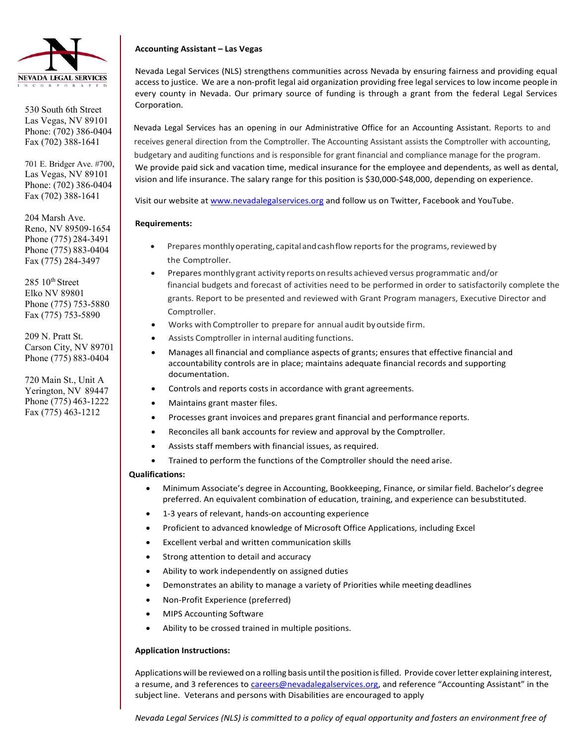NEVADA LEGAL SERVICES

INCORPORATED

530 South 6th Street
Las Vegas, NV 89101
Phone: (702) 386-0404
Fax (702) 388-1641

701 E. Bridger Ave. #700,
Las Vegas, NV 89101
Phone: (702) 386-0404
Fax (702) 388-1641

204 Marsh Ave.
Reno, NV 89509-1654
Phone (775) 284-3491
Phone (775) 883-0404
Fax (775) 284-3497

285 10th Street
Elko NV 89801
Phone (775) 753-5880
Fax (775) 753-5890

209 N. Pratt St.
Carson City, NV 89701
Phone (775) 883-0404

720 Main St., Unit A
Yerington, NV 89447
Phone (775) 463-1222
Fax (775) 463-1212

**Accounting Assistant – Las Vegas**

Nevada Legal Services (NLS) strengthens communities across Nevada by ensuring fairness and providing equal access to justice. We are a non-profit legal aid organization providing free legal services to low income people in every county in Nevada. Our primary source of funding is through a grant from the federal Legal Services Corporation.

Nevada Legal Services has an opening in our Administrative Office for an Accounting Assistant. Reports to and receives general direction from the Comptroller. The Accounting Assistant assists the Comptroller with accounting, budgetary and auditing functions and is responsible for grant financial and compliance manage for the program. We provide paid sick and vacation time, medical insurance for the employee and dependents, as well as dental, vision and life insurance. The salary range for this position is $30,000-$48,000, depending on experience.

Visit our website at [www.nevadalegalservices.org](http://www.nevadalegalservices.org) and follow us on Twitter, Facebook and YouTube.

**Requirements:**

- Prepares monthly operating, capital and cash flow reports for the programs, reviewed by the Comptroller.
- Prepares monthly grant activity reports on results achieved versus programmatic and/or financial budgets and forecast of activities need to be performed in order to satisfactorily complete the grants. Report to be presented and reviewed with Grant Program managers, Executive Director and Comptroller.
- Works with Comptroller to prepare for annual audit by outside firm.
- Assists Comptroller in internal auditing functions.
- Manages all financial and compliance aspects of grants; ensures that effective financial and accountability controls are in place; maintains adequate financial records and supporting documentation.
- Controls and reports costs in accordance with grant agreements.
- Maintains grant master files.
- Processes grant invoices and prepares grant financial and performance reports.
- Reconciles all bank accounts for review and approval by the Comptroller.
- Assists staff members with financial issues, as required.
- Trained to perform the functions of the Comptroller should the need arise.

**Qualifications:**

- Minimum Associate's degree in Accounting, Bookkeeping, Finance, or similar field. Bachelor's degree preferred. An equivalent combination of education, training, and experience can besubstituted.
- 1-3 years of relevant, hands-on accounting experience
- Proficient to advanced knowledge of Microsoft Office Applications, including Excel
- Excellent verbal and written communication skills
- Strong attention to detail and accuracy
- Ability to work independently on assigned duties
- Demonstrates an ability to manage a variety of Priorities while meeting deadlines
- Non-Profit Experience (preferred)
- MIPS Accounting Software
- Ability to be crossed trained in multiple positions.

**Application Instructions:**

Applications will be reviewed on a rolling basis until the position is filled. Provide cover letter explaining interest, a resume, and 3 references to [careers@nevadalegalservices.org](mailto:careers@nevadalegalservices.org), and reference "Accounting Assistant" in the subject line. Veterans and persons with Disabilities are encouraged to apply

*Nevada Legal Services (NLS) is committed to a policy of equal opportunity and fosters an environment free of*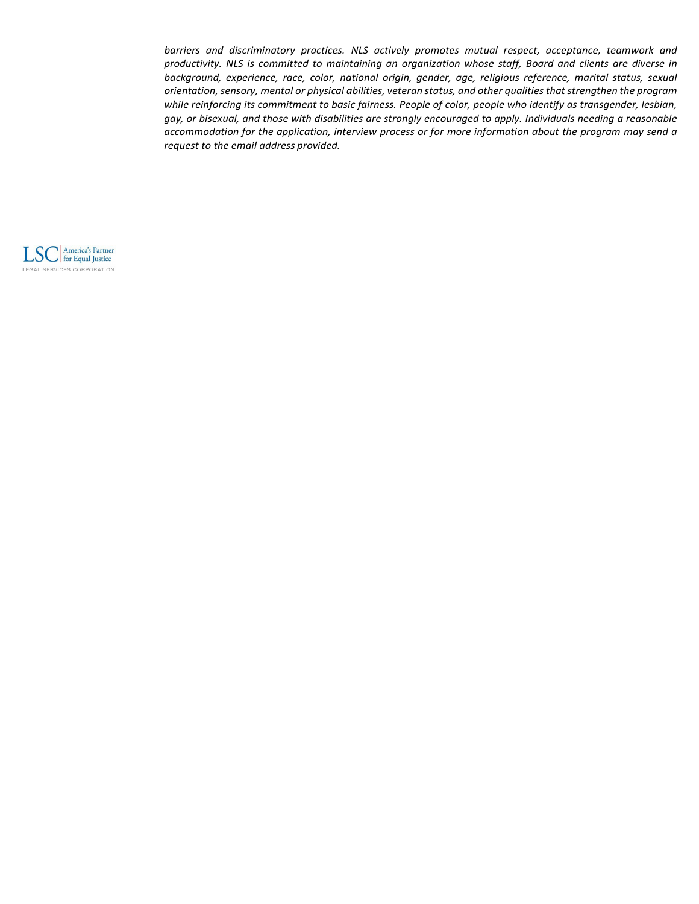*barriers and discriminatory practices. NLS actively promotes mutual respect, acceptance, teamwork and productivity. NLS is committed to maintaining an organization whose staff, Board and clients are diverse in background, experience, race, color, national origin, gender, age, religious reference, marital status, sexual orientation, sensory, mental or physical abilities, veteran status, and other qualities that strengthen the program while reinforcing its commitment to basic fairness. People of color, people who identify as transgender, lesbian, gay, or bisexual, and those with disabilities are strongly encouraged to apply. Individuals needing a reasonable accommodation for the application, interview process or for more information about the program may send a request to the email address provided.*

LSC | America's Partner for Equal Justice
LEGAL SERVICES CORPORATION